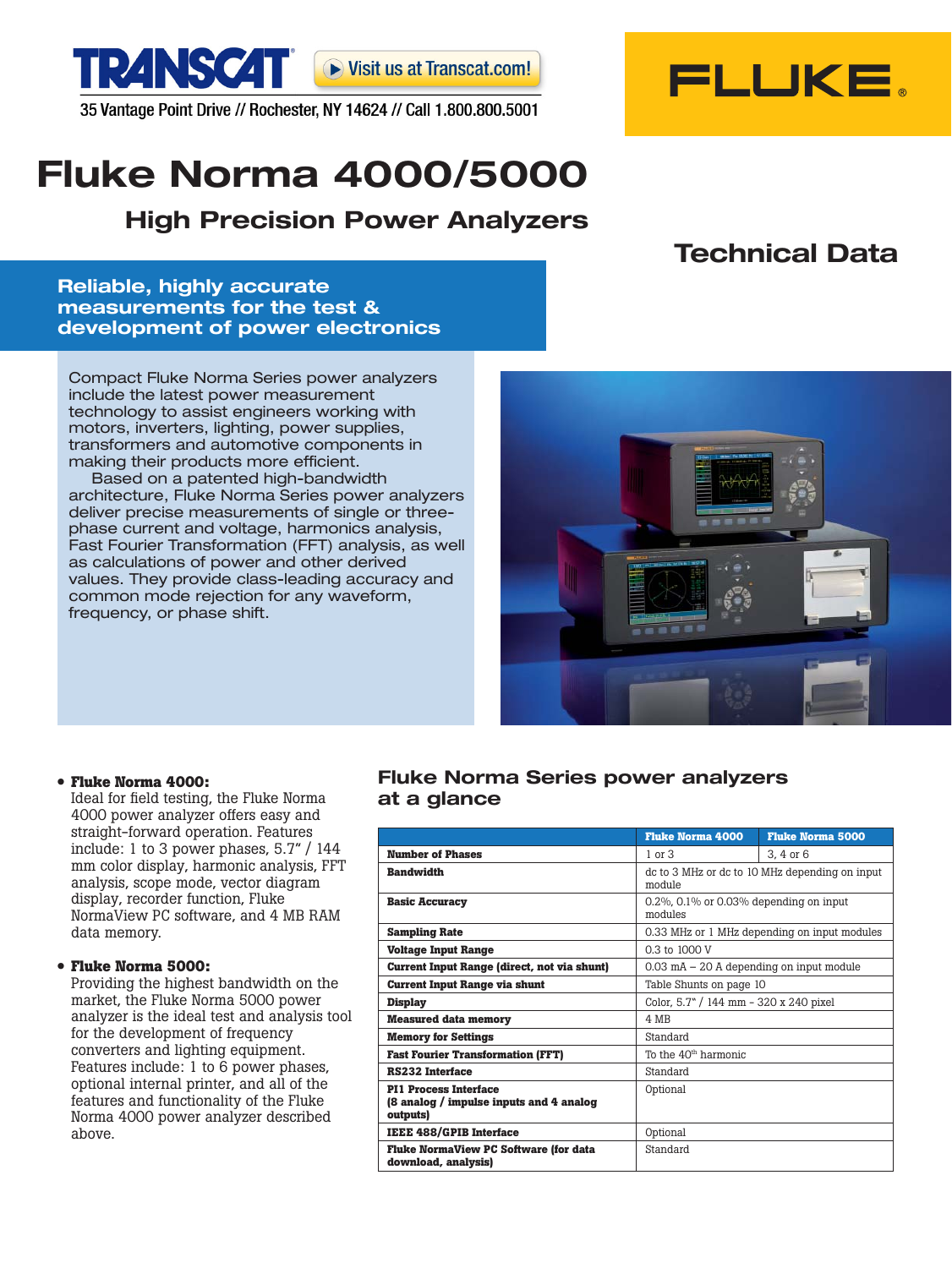TRANSCAT® Visit us at Transcat.com!

35 Vantage Point Drive // Rochester, NY 14624 // Call 1.800.800.5001

FLUKE®

# Fluke Norma 4000/5000

## High Precision Power Analyzers

## Technical Data

**Reliable, highly accurate measurements for the test & development of power electronics**

Compact Fluke Norma Series power analyzers include the latest power measurement technology to assist engineers working with motors, inverters, lighting, power supplies, transformers and automotive components in making their products more efficient.

Based on a patented high-bandwidth architecture, Fluke Norma Series power analyzers deliver precise measurements of single or three-phase current and voltage, harmonics analysis, Fast Fourier Transformation (FFT) analysis, as well as calculations of power and other derived values. They provide class-leading accuracy and common mode rejection for any waveform, frequency, or phase shift.

- **Fluke Norma 4000:**
  Ideal for field testing, the Fluke Norma 4000 power analyzer offers easy and straight-forward operation. Features include: 1 to 3 power phases, 5.7" / 144 mm color display, harmonic analysis, FFT analysis, scope mode, vector diagram display, recorder function, Fluke NormaView PC software, and 4 MB RAM data memory.

- **Fluke Norma 5000:**
  Providing the highest bandwidth on the market, the Fluke Norma 5000 power analyzer is the ideal test and analysis tool for the development of frequency converters and lighting equipment. Features include: 1 to 6 power phases, optional internal printer, and all of the features and functionality of the Fluke Norma 4000 power analyzer described above.

### Fluke Norma Series power analyzers at a glance

| | Fluke Norma 4000 | Fluke Norma 5000 |
|---|---|---|
| **Number of Phases** | 1 or 3 | 3, 4 or 6 |
| **Bandwidth** | dc to 3 MHz or dc to 10 MHz depending on input module | |
| **Basic Accuracy** | 0.2%, 0.1% or 0.03% depending on input modules | |
| **Sampling Rate** | 0.33 MHz or 1 MHz depending on input modules | |
| **Voltage Input Range** | 0.3 to 1000 V | |
| **Current Input Range (direct, not via shunt)** | 0.03 mA – 20 A depending on input module | |
| **Current Input Range via shunt** | Table Shunts on page 10 | |
| **Display** | Color, 5.7" / 144 mm - 320 x 240 pixel | |
| **Measured data memory** | 4 MB | |
| **Memory for Settings** | Standard | |
| **Fast Fourier Transformation (FFT)** | To the 40th harmonic | |
| **RS232 Interface** | Standard | |
| **PI1 Process Interface (8 analog / impulse inputs and 4 analog outputs)** | Optional | |
| **IEEE 488/GPIB Interface** | Optional | |
| **Fluke NormaView PC Software (for data download, analysis)** | Standard | |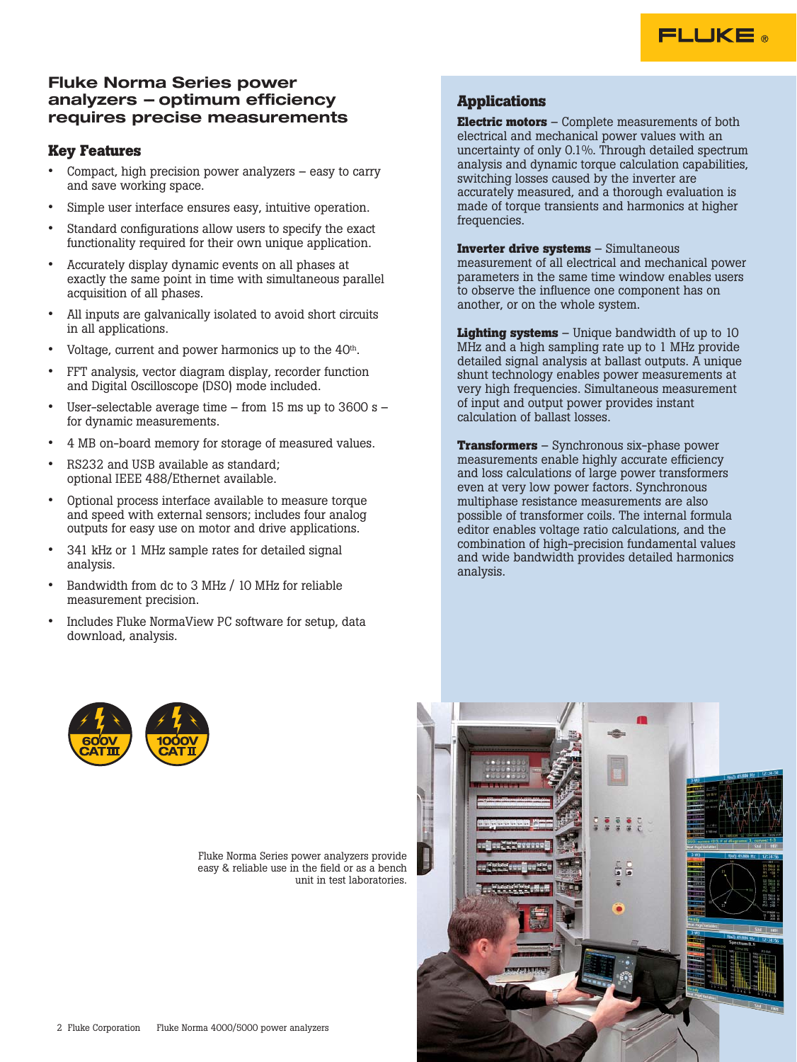## Fluke Norma Series power analyzers – optimum efficiency requires precise measurements

### Key Features

- Compact, high precision power analyzers – easy to carry and save working space.
- Simple user interface ensures easy, intuitive operation.
- Standard configurations allow users to specify the exact functionality required for their own unique application.
- Accurately display dynamic events on all phases at exactly the same point in time with simultaneous parallel acquisition of all phases.
- All inputs are galvanically isolated to avoid short circuits in all applications.
- Voltage, current and power harmonics up to the 40th.
- FFT analysis, vector diagram display, recorder function and Digital Oscilloscope (DSO) mode included.
- User-selectable average time – from 15 ms up to 3600 s – for dynamic measurements.
- 4 MB on-board memory for storage of measured values.
- RS232 and USB available as standard; optional IEEE 488/Ethernet available.
- Optional process interface available to measure torque and speed with external sensors; includes four analog outputs for easy use on motor and drive applications.
- 341 kHz or 1 MHz sample rates for detailed signal analysis.
- Bandwidth from dc to 3 MHz / 10 MHz for reliable measurement precision.
- Includes Fluke NormaView PC software for setup, data download, analysis.

600V CAT III 1000V CAT II

### Applications

**Electric motors** – Complete measurements of both electrical and mechanical power values with an uncertainty of only 0.1%. Through detailed spectrum analysis and dynamic torque calculation capabilities, switching losses caused by the inverter are accurately measured, and a thorough evaluation is made of torque transients and harmonics at higher frequencies.

**Inverter drive systems** – Simultaneous measurement of all electrical and mechanical power parameters in the same time window enables users to observe the influence one component has on another, or on the whole system.

**Lighting systems** – Unique bandwidth of up to 10 MHz and a high sampling rate up to 1 MHz provide detailed signal analysis at ballast outputs. A unique shunt technology enables power measurements at very high frequencies. Simultaneous measurement of input and output power provides instant calculation of ballast losses.

**Transformers** – Synchronous six-phase power measurements enable highly accurate efficiency and loss calculations of large power transformers even at very low power factors. Synchronous multiphase resistance measurements are also possible of transformer coils. The internal formula editor enables voltage ratio calculations, and the combination of high-precision fundamental values and wide bandwidth provides detailed harmonics analysis.

Fluke Norma Series power analyzers provide easy & reliable use in the field or as a bench unit in test laboratories.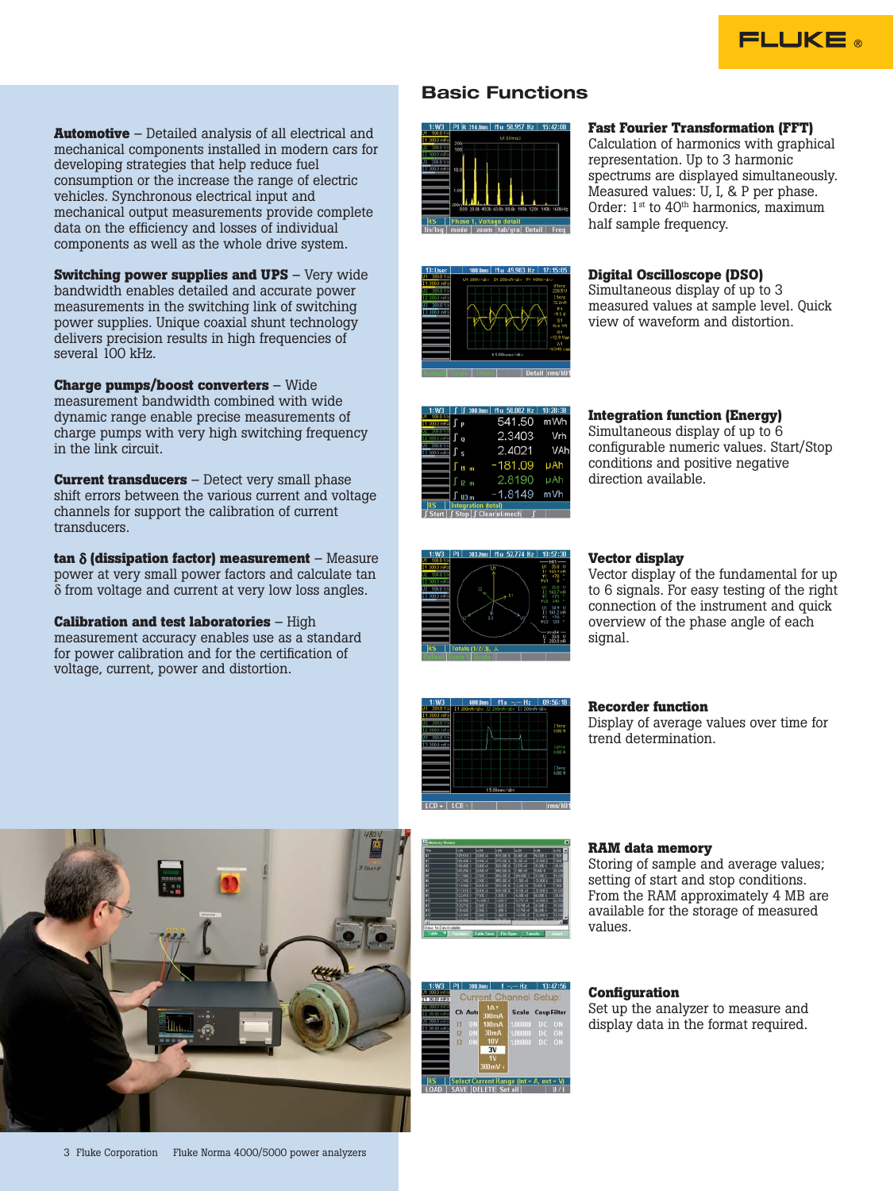**Automotive** – Detailed analysis of all electrical and mechanical components installed in modern cars for developing strategies that help reduce fuel consumption or the increase the range of electric vehicles. Synchronous electrical input and mechanical output measurements provide complete data on the efficiency and losses of individual components as well as the whole drive system.

**Switching power supplies and UPS** – Very wide bandwidth enables detailed and accurate power measurements in the switching link of switching power supplies. Unique coaxial shunt technology delivers precision results in high frequencies of several 100 kHz.

**Charge pumps/boost converters** – Wide measurement bandwidth combined with wide dynamic range enable precise measurements of charge pumps with very high switching frequency in the link circuit.

**Current transducers** – Detect very small phase shift errors between the various current and voltage channels for support the calibration of current transducers.

**tan δ (dissipation factor) measurement** – Measure power at very small power factors and calculate tan δ from voltage and current at very low loss angles.

**Calibration and test laboratories** – High measurement accuracy enables use as a standard for power calibration and for the certification of voltage, current, power and distortion.

## Basic Functions

**Fast Fourier Transformation (FFT)**
Calculation of harmonics with graphical representation. Up to 3 harmonic spectrums are displayed simultaneously. Measured values: U, I, & P per phase. Order: 1st to 40th harmonics, maximum half sample frequency.

**Digital Oscilloscope (DSO)**
Simultaneous display of up to 3 measured values at sample level. Quick view of waveform and distortion.

**Integration function (Energy)**
Simultaneous display of up to 6 configurable numeric values. Start/Stop conditions and positive negative direction available.

**Vector display**
Vector display of the fundamental for up to 6 signals. For easy testing of the right connection of the instrument and quick overview of the phase angle of each signal.

**Recorder function**
Display of average values over time for trend determination.

**RAM data memory**
Storing of sample and average values; setting of start and stop conditions. From the RAM approximately 4 MB are available for the storage of measured values.

**Configuration**
Set up the analyzer to measure and display data in the format required.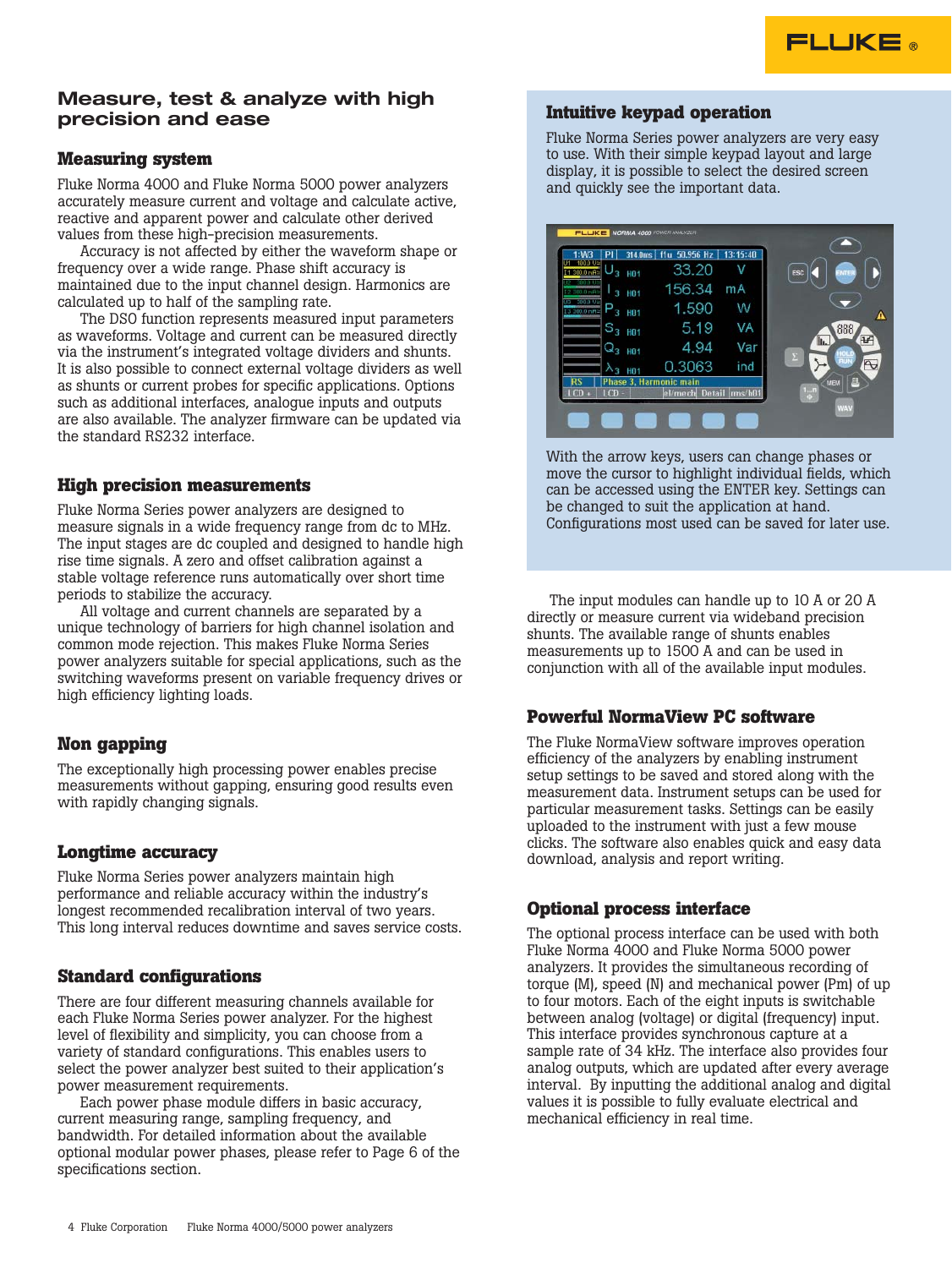## Measure, test & analyze with high precision and ease

### Measuring system

Fluke Norma 4000 and Fluke Norma 5000 power analyzers accurately measure current and voltage and calculate active, reactive and apparent power and calculate other derived values from these high-precision measurements.

Accuracy is not affected by either the waveform shape or frequency over a wide range. Phase shift accuracy is maintained due to the input channel design. Harmonics are calculated up to half of the sampling rate.

The DSO function represents measured input parameters as waveforms. Voltage and current can be measured directly via the instrument's integrated voltage dividers and shunts. It is also possible to connect external voltage dividers as well as shunts or current probes for specific applications. Options such as additional interfaces, analogue inputs and outputs are also available. The analyzer firmware can be updated via the standard RS232 interface.

### High precision measurements

Fluke Norma Series power analyzers are designed to measure signals in a wide frequency range from dc to MHz. The input stages are dc coupled and designed to handle high rise time signals. A zero and offset calibration against a stable voltage reference runs automatically over short time periods to stabilize the accuracy.

All voltage and current channels are separated by a unique technology of barriers for high channel isolation and common mode rejection. This makes Fluke Norma Series power analyzers suitable for special applications, such as the switching waveforms present on variable frequency drives or high efficiency lighting loads.

### Non gapping

The exceptionally high processing power enables precise measurements without gapping, ensuring good results even with rapidly changing signals.

### Longtime accuracy

Fluke Norma Series power analyzers maintain high performance and reliable accuracy within the industry's longest recommended recalibration interval of two years. This long interval reduces downtime and saves service costs.

### Standard configurations

There are four different measuring channels available for each Fluke Norma Series power analyzer. For the highest level of flexibility and simplicity, you can choose from a variety of standard configurations. This enables users to select the power analyzer best suited to their application's power measurement requirements.

Each power phase module differs in basic accuracy, current measuring range, sampling frequency, and bandwidth. For detailed information about the available optional modular power phases, please refer to Page 6 of the specifications section.

### Intuitive keypad operation

Fluke Norma Series power analyzers are very easy to use. With their simple keypad layout and large display, it is possible to select the desired screen and quickly see the important data.

With the arrow keys, users can change phases or move the cursor to highlight individual fields, which can be accessed using the ENTER key. Settings can be changed to suit the application at hand. Configurations most used can be saved for later use.

The input modules can handle up to 10 A or 20 A directly or measure current via wideband precision shunts. The available range of shunts enables measurements up to 1500 A and can be used in conjunction with all of the available input modules.

### Powerful NormaView PC software

The Fluke NormaView software improves operation efficiency of the analyzers by enabling instrument setup settings to be saved and stored along with the measurement data. Instrument setups can be used for particular measurement tasks. Settings can be easily uploaded to the instrument with just a few mouse clicks. The software also enables quick and easy data download, analysis and report writing.

### Optional process interface

The optional process interface can be used with both Fluke Norma 4000 and Fluke Norma 5000 power analyzers. It provides the simultaneous recording of torque (M), speed (N) and mechanical power (Pm) of up to four motors. Each of the eight inputs is switchable between analog (voltage) or digital (frequency) input. This interface provides synchronous capture at a sample rate of 34 kHz. The interface also provides four analog outputs, which are updated after every average interval. By inputting the additional analog and digital values it is possible to fully evaluate electrical and mechanical efficiency in real time.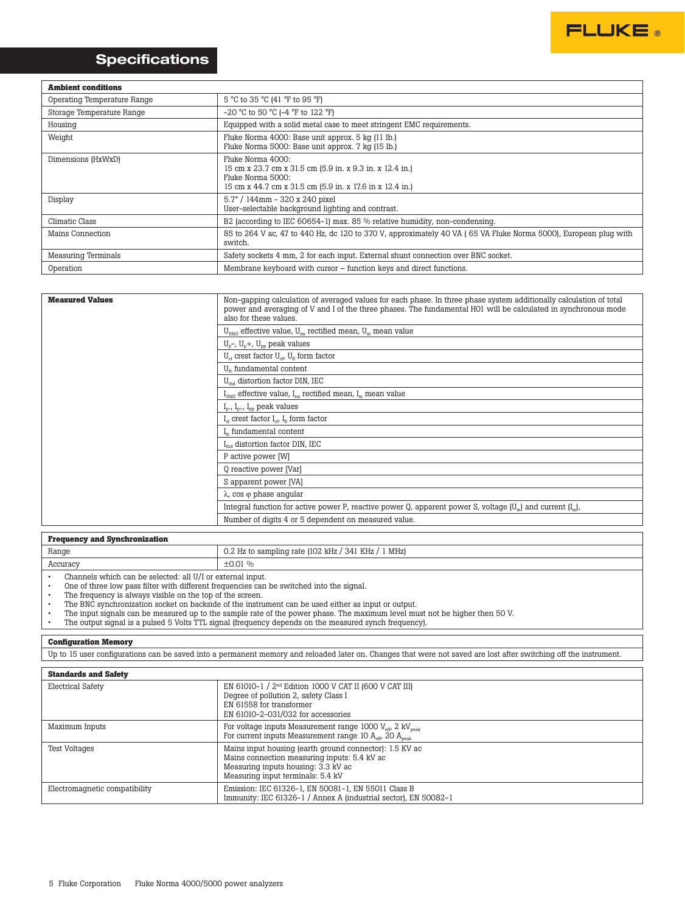## Specifications

| Ambient conditions | |
|---|---|
| Operating Temperature Range | 5 °C to 35 °C (41 °F to 95 °F) |
| Storage Temperature Range | -20 °C to 50 °C (-4 °F to 122 °F) |
| Housing | Equipped with a solid metal case to meet stringent EMC requirements. |
| Weight | Fluke Norma 4000: Base unit approx. 5 kg (11 lb.)<br>Fluke Norma 5000: Base unit approx. 7 kg (15 lb.) |
| Dimensions (HxWxD) | Fluke Norma 4000:<br>15 cm x 23.7 cm x 31.5 cm (5.9 in. x 9.3 in. x 12.4 in.)<br>Fluke Norma 5000:<br>15 cm x 44.7 cm x 31.5 cm (5.9 in. x 17.6 in x 12.4 in.) |
| Display | 5.7" / 144mm - 320 x 240 pixel<br>User-selectable background lighting and contrast. |
| Climatic Class | B2 (according to IEC 60654-1) max. 85 % relative humidity, non-condensing. |
| Mains Connection | 85 to 264 V ac, 47 to 440 Hz, dc 120 to 370 V, approximately 40 VA ( 65 VA Fluke Norma 5000), European plug with switch. |
| Measuring Terminals | Safety sockets 4 mm, 2 for each input. External shunt connection over BNC socket. |
| Operation | Membrane keyboard with cursor – function keys and direct functions. |

| Measured Values | |
|---|---|
| **Measured Values** | Non-gapping calculation of averaged values for each phase. In three phase system additionally calculation of total power and averaging of V and I of the three phases. The fundamental H01 will be calculated in synchronous mode also for these values. |
| | $U_{RMS}$ effective value, $U_{rm}$ rectified mean, $U_m$ mean value |
| | $U_p$-, $U_p$+, $U_{pp}$ peak values |
| | $U_{cf}$ crest factor $U_{cf}$, $U_{ff}$ form factor |
| | $U_{fc}$ fundamental content |
| | $U_{thd}$ distortion factor DIN, IEC |
| | $I_{RMS}$ effective value, $I_{rm}$ rectified mean, $I_m$ mean value |
| | $I_{p-}$, $I_{p+}$, $I_{pp}$ peak values |
| | $I_{cf}$ crest factor $I_{cf}$, $I_{ff}$ form factor |
| | $I_{fc}$ fundamental content |
| | $I_{thd}$ distortion factor DIN, IEC |
| | P active power [W] |
| | Q reactive power [Var] |
| | S apparent power [VA] |
| | λ, cos φ phase angular |
| | Integral function for active power P, reactive power Q, apparent power S, voltage ($U_m$) and current ($I_m$), |
| | Number of digits 4 or 5 dependent on measured value. |

| Frequency and Synchronization | |
|---|---|
| Range | 0.2 Hz to sampling rate (102 kHz / 341 KHz / 1 MHz) |
| Accuracy | ±0.01 % |

- Channels which can be selected: all U/I or external input.
- One of three low pass filter with different frequencies can be switched into the signal.
- The frequency is always visible on the top of the screen.
- The BNC synchronization socket on backside of the instrument can be used either as input or output.
- The input signals can be measured up to the sample rate of the power phase. The maximum level must not be higher then 50 V.
- The output signal is a pulsed 5 Volts TTL signal (frequency depends on the measured synch frequency).

**Configuration Memory**

Up to 15 user configurations can be saved into a permanent memory and reloaded later on. Changes that were not saved are lost after switching off the instrument.

| Standards and Safety | |
|---|---|
| Electrical Safety | EN 61010-1 / 2nd Edition 1000 V CAT II (600 V CAT III)<br>Degree of pollution 2, safety Class I<br>EN 61558 for transformer<br>EN 61010-2-031/032 for accessories |
| Maximum Inputs | For voltage inputs Measurement range 1000 $V_{eff}$, 2 $kV_{peak}$<br>For current inputs Measurement range 10 $A_{eff}$, 20 $A_{peak}$ |
| Test Voltages | Mains input housing (earth ground connector): 1.5 KV ac<br>Mains connection measuring inputs: 5.4 kV ac<br>Measuring inputs housing: 3.3 kV ac<br>Measuring input terminals: 5.4 kV |
| Electromagnetic compatibility | Emission: IEC 61326-1, EN 50081-1, EN 55011 Class B<br>Immunity: IEC 61326-1 / Annex A (industrial sector), EN 50082-1 |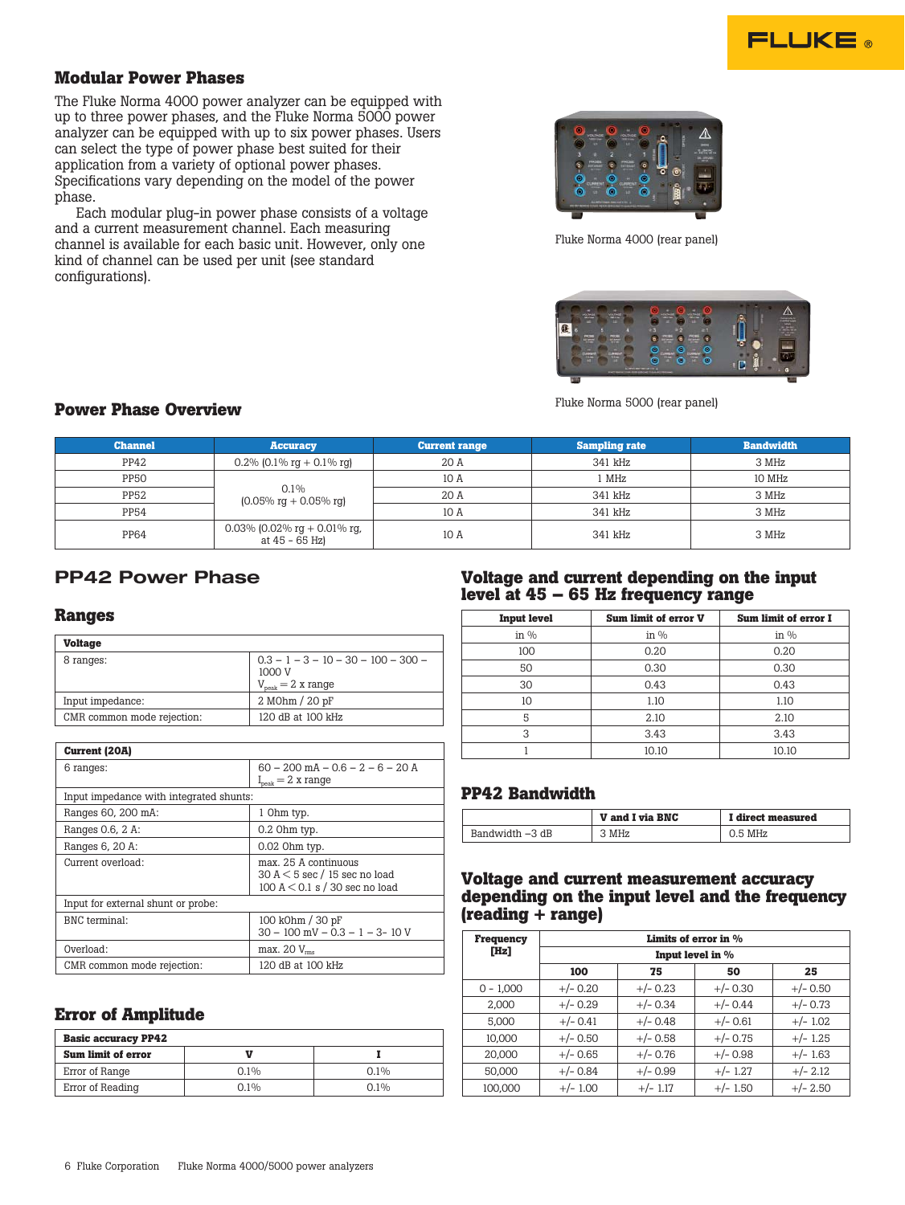## Modular Power Phases

The Fluke Norma 4000 power analyzer can be equipped with up to three power phases, and the Fluke Norma 5000 power analyzer can be equipped with up to six power phases. Users can select the type of power phase best suited for their application from a variety of optional power phases. Specifications vary depending on the model of the power phase.

Each modular plug-in power phase consists of a voltage and a current measurement channel. Each measuring channel is available for each basic unit. However, only one kind of channel can be used per unit (see standard configurations).

Fluke Norma 4000 (rear panel)

Fluke Norma 5000 (rear panel)

## Power Phase Overview

| Channel | Accuracy | Current range | Sampling rate | Bandwidth |
|---|---|---|---|---|
| PP42 | 0.2% (0.1% rg + 0.1% rg) | 20 A | 341 kHz | 3 MHz |
| PP50 | 0.1% (0.05% rg + 0.05% rg) | 10 A | 1 MHz | 10 MHz |
| PP52 | | 20 A | 341 kHz | 3 MHz |
| PP54 | | 10 A | 341 kHz | 3 MHz |
| PP64 | 0.03% (0.02% rg + 0.01% rg, at 45 - 65 Hz) | 10 A | 341 kHz | 3 MHz |

## PP42 Power Phase

### Ranges

| Voltage | |
|---|---|
| 8 ranges: | 0.3 – 1 – 3 – 10 – 30 – 100 – 300 – 1000 V<br>$V_{peak}$ = 2 x range |
| Input impedance: | 2 MOhm / 20 pF |
| CMR common mode rejection: | 120 dB at 100 kHz |

| Current (20A) | |
|---|---|
| 6 ranges: | 60 – 200 mA – 0.6 – 2 – 6 – 20 A<br>$I_{peak}$ = 2 x range |
| Input impedance with integrated shunts: | |
| Ranges 60, 200 mA: | 1 Ohm typ. |
| Ranges 0.6, 2 A: | 0.2 Ohm typ. |
| Ranges 6, 20 A: | 0.02 Ohm typ. |
| Current overload: | max. 25 A continuous<br>30 A < 5 sec / 15 sec no load<br>100 A < 0.1 s / 30 sec no load |
| Input for external shunt or probe: | |
| BNC terminal: | 100 kOhm / 30 pF<br>30 – 100 mV – 0.3 – 1 – 3- 10 V |
| Overload: | max. 20 $V_{rms}$ |
| CMR common mode rejection: | 120 dB at 100 kHz |

### Error of Amplitude

| Basic accuracy PP42 | | |
|---|---|---|
| **Sum limit of error** | **V** | **I** |
| Error of Range | 0.1% | 0.1% |
| Error of Reading | 0.1% | 0.1% |

### Voltage and current depending on the input level at 45 – 65 Hz frequency range

| Input level | Sum limit of error V | Sum limit of error I |
|---|---|---|
| in % | in % | in % |
| 100 | 0.20 | 0.20 |
| 50 | 0.30 | 0.30 |
| 30 | 0.43 | 0.43 |
| 10 | 1.10 | 1.10 |
| 5 | 2.10 | 2.10 |
| 3 | 3.43 | 3.43 |
| 1 | 10.10 | 10.10 |

### PP42 Bandwidth

| | V and I via BNC | I direct measured |
|---|---|---|
| Bandwidth –3 dB | 3 MHz | 0.5 MHz |

### Voltage and current measurement accuracy depending on the input level and the frequency (reading + range)

| Frequency [Hz] | Limits of error in % | | | |
|---|---|---|---|---|
| | Input level in % | | | |
| | 100 | 75 | 50 | 25 |
| 0 - 1,000 | +/- 0.20 | +/- 0.23 | +/- 0.30 | +/- 0.50 |
| 2,000 | +/- 0.29 | +/- 0.34 | +/- 0.44 | +/- 0.73 |
| 5,000 | +/- 0.41 | +/- 0.48 | +/- 0.61 | +/- 1.02 |
| 10,000 | +/- 0.50 | +/- 0.58 | +/- 0.75 | +/- 1.25 |
| 20,000 | +/- 0.65 | +/- 0.76 | +/- 0.98 | +/- 1.63 |
| 50,000 | +/- 0.84 | +/- 0.99 | +/- 1.27 | +/- 2.12 |
| 100,000 | +/- 1.00 | +/- 1.17 | +/- 1.50 | +/- 2.50 |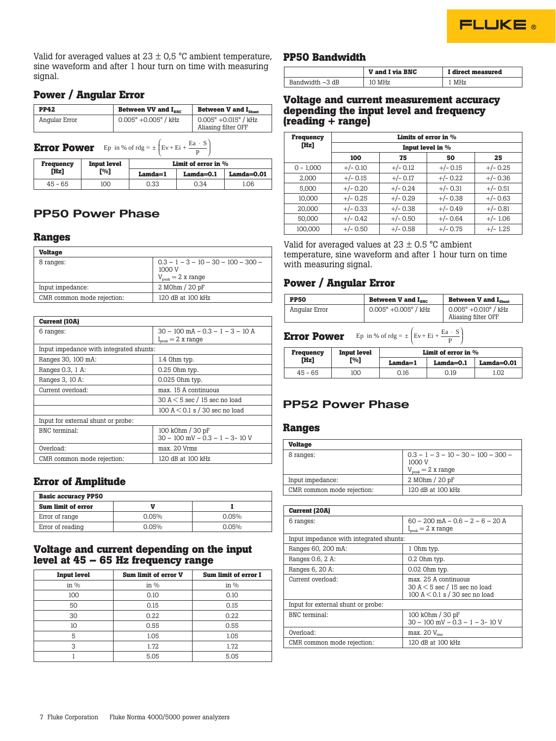Valid for averaged values at 23 ± 0,5 °C ambient temperature, sine waveform and after 1 hour turn on time with measuring signal.

## Power / Angular Error

| PP42 | Between VV and $I_{BNC}$ | Between V and $I_{Shunt}$ |
|---|---|---|
| Angular Error | 0.005° +0.005° / kHz | 0.005° +0.015° / kHz Aliasing filter OFF |

## Error Power

$$Ep \text{ in \% of rdg} = \pm \left( Ev + Ei + \frac{Ea \cdot S}{P} \right)$$

| Frequency [Hz] | Input level [%] | Limit of error in % | | |
|---|---|---|---|---|
| | | Lamda=1 | Lamda=0.1 | Lamda=0.01 |
| 45 - 65 | 100 | 0.33 | 0.34 | 1.06 |

# PP50 Power Phase

## Ranges

| Voltage | |
|---|---|
| 8 ranges: | 0.3 – 1 – 3 – 10 – 30 – 100 – 300 – 1000 V $V_{peak} = 2$ x range |
| Input impedance: | 2 MOhm / 20 pF |
| CMR common mode rejection: | 120 dB at 100 kHz |

| Current (10A) | |
|---|---|
| 6 ranges: | 30 – 100 mA – 0.3 – 1 – 3 – 10 A $I_{peak} = 2$ x range |
| Input impedance with integrated shunts: | |
| Ranges 30, 100 mA: | 1.4 Ohm typ. |
| Ranges 0.3, 1 A: | 0.25 Ohm typ. |
| Ranges 3, 10 A: | 0.025 Ohm typ. |
| Current overload: | max. 15 A continuous |
| | 30 A < 5 sec / 15 sec no load |
| | 100 A < 0.1 s / 30 sec no load |
| Input for external shunt or probe: | |
| BNC terminal: | 100 kOhm / 30 pF 30 – 100 mV – 0.3 – 1 – 3- 10 V |
| Overload: | max. 20 Vrms |
| CMR common mode rejection: | 120 dB at 100 kHz |

## Error of Amplitude

| Basic accuracy PP50 | | |
|---|---|---|
| Sum limit of error | V | I |
| Error of range | 0.05% | 0.05% |
| Error of reading | 0.05% | 0.05% |

## Voltage and current depending on the input level at 45 – 65 Hz frequency range

| Input level | Sum limit of error V | Sum limit of error I |
|---|---|---|
| in % | in % | in % |
| 100 | 0.10 | 0.10 |
| 50 | 0.15 | 0.15 |
| 30 | 0.22 | 0.22 |
| 10 | 0.55 | 0.55 |
| 5 | 1.05 | 1.05 |
| 3 | 1.72 | 1.72 |
| 1 | 5.05 | 5.05 |

## PP50 Bandwidth

| | V and I via BNC | I direct measured |
|---|---|---|
| Bandwidth –3 dB | 10 MHz | 1 MHz |

## Voltage and current measurement accuracy depending the input level and frequency (reading + range)

| Frequency [Hz] | Limits of error in % | | | |
|---|---|---|---|---|
| | Input level in % | | | |
| | 100 | 75 | 50 | 25 |
| 0 - 1,000 | +/- 0.10 | +/- 0.12 | +/- 0.15 | +/- 0.25 |
| 2,000 | +/- 0.15 | +/- 0.17 | +/- 0.22 | +/- 0.36 |
| 5,000 | +/- 0.20 | +/- 0.24 | +/- 0.31 | +/- 0.51 |
| 10,000 | +/- 0.25 | +/- 0.29 | +/- 0.38 | +/- 0.63 |
| 20,000 | +/- 0.33 | +/- 0.38 | +/- 0.49 | +/- 0.81 |
| 50,000 | +/- 0.42 | +/- 0.50 | +/- 0.64 | +/- 1.06 |
| 100,000 | +/- 0.50 | +/- 0.58 | +/- 0.75 | +/- 1.25 |

Valid for averaged values at 23 ± 0.5 °C ambient temperature, sine waveform and after 1 hour turn on time with measuring signal.

## Power / Angular Error

| PP50 | Between V and $I_{BNC}$ | Between V and $I_{Shunt}$ |
|---|---|---|
| Angular Error | 0.005° +0.005° / kHz | 0.005° +0.010° / kHz Aliasing filter OFF |

## Error Power

$$Ep \text{ in \% of rdg} = \pm \left( Ev + Ei + \frac{Ea \cdot S}{P} \right)$$

| Frequency [Hz] | Input level [%] | Limit of error in % | | |
|---|---|---|---|---|
| | | Lamda=1 | Lamda=0.1 | Lamda=0.01 |
| 45 - 65 | 100 | 0.16 | 0.19 | 1.02 |

# PP52 Power Phase

## Ranges

| Voltage | |
|---|---|
| 8 ranges: | 0.3 – 1 – 3 – 10 – 30 – 100 – 300 – 1000 V $V_{peak} = 2$ x range |
| Input impedance: | 2 MOhm / 20 pF |
| CMR common mode rejection: | 120 dB at 100 kHz |

| Current (20A) | |
|---|---|
| 6 ranges: | 60 – 200 mA – 0.6 – 2 – 6 – 20 A $I_{peak} = 2$ x range |
| Input impedance with integrated shunts: | |
| Ranges 60, 200 mA: | 1 Ohm typ. |
| Ranges 0.6, 2 A: | 0.2 Ohm typ. |
| Ranges 6, 20 A: | 0.02 Ohm typ. |
| Current overload: | max. 25 A continuous 30 A < 5 sec / 15 sec no load 100 A < 0.1 s / 30 sec no load |
| Input for external shunt or probe: | |
| BNC terminal: | 100 kOhm / 30 pF 30 – 100 mV – 0.3 – 1 – 3- 10 V |
| Overload: | max. 20 $V_{rms}$ |
| CMR common mode rejection: | 120 dB at 100 kHz |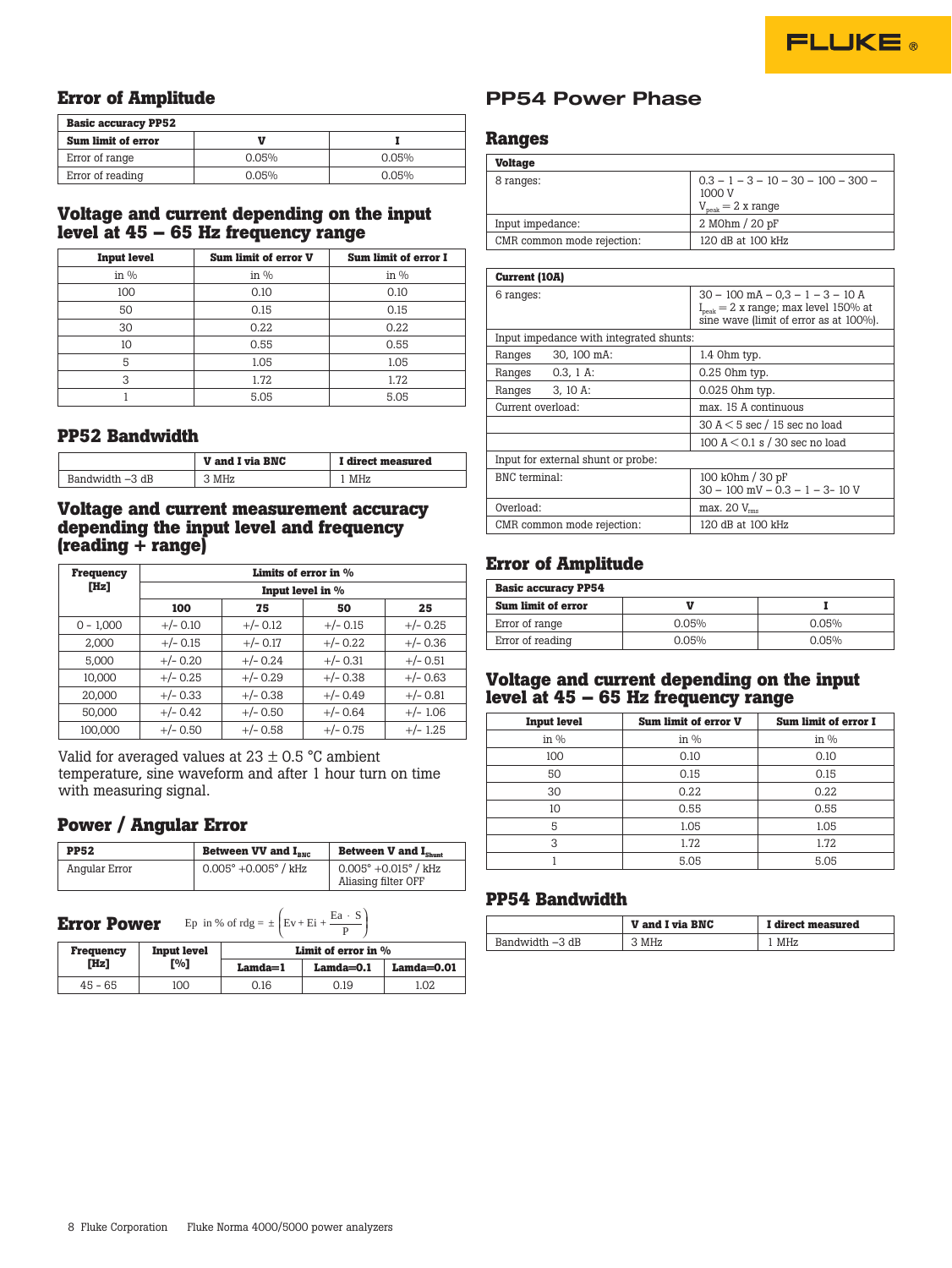## Error of Amplitude

| Basic accuracy PP52 | | |
|---|---|---|
| **Sum limit of error** | **V** | **I** |
| Error of range | 0.05% | 0.05% |
| Error of reading | 0.05% | 0.05% |

## Voltage and current depending on the input level at 45 – 65 Hz frequency range

| Input level | Sum limit of error V | Sum limit of error I |
|---|---|---|
| in % | in % | in % |
| 100 | 0.10 | 0.10 |
| 50 | 0.15 | 0.15 |
| 30 | 0.22 | 0.22 |
| 10 | 0.55 | 0.55 |
| 5 | 1.05 | 1.05 |
| 3 | 1.72 | 1.72 |
| 1 | 5.05 | 5.05 |

## PP52 Bandwidth

| | V and I via BNC | I direct measured |
|---|---|---|
| Bandwidth –3 dB | 3 MHz | 1 MHz |

## Voltage and current measurement accuracy depending the input level and frequency (reading + range)

| Frequency [Hz] | Limits of error in % | | | |
|---|---|---|---|---|
| | Input level in % | | | |
| | 100 | 75 | 50 | 25 |
| 0 - 1,000 | +/- 0.10 | +/- 0.12 | +/- 0.15 | +/- 0.25 |
| 2,000 | +/- 0.15 | +/- 0.17 | +/- 0.22 | +/- 0.36 |
| 5,000 | +/- 0.20 | +/- 0.24 | +/- 0.31 | +/- 0.51 |
| 10,000 | +/- 0.25 | +/- 0.29 | +/- 0.38 | +/- 0.63 |
| 20,000 | +/- 0.33 | +/- 0.38 | +/- 0.49 | +/- 0.81 |
| 50,000 | +/- 0.42 | +/- 0.50 | +/- 0.64 | +/- 1.06 |
| 100,000 | +/- 0.50 | +/- 0.58 | +/- 0.75 | +/- 1.25 |

Valid for averaged values at 23 ± 0.5 °C ambient temperature, sine waveform and after 1 hour turn on time with measuring signal.

## Power / Angular Error

| PP52 | Between VV and $I_{BNC}$ | Between V and $I_{Shunt}$ |
|---|---|---|
| Angular Error | 0.005° +0.005° / kHz | 0.005° +0.015° / kHz<br>Aliasing filter OFF |

## Error Power

$$Ep \text{ in \% of rdg} = \pm\left(Ev + Ei + \frac{Ea \cdot S}{P}\right)$$

| Frequency [Hz] | Input level [%] | Limit of error in % | | |
|---|---|---|---|---|
| | | Lamda=1 | Lamda=0.1 | Lamda=0.01 |
| 45 - 65 | 100 | 0.16 | 0.19 | 1.02 |

# PP54 Power Phase

## Ranges

| Voltage | |
|---|---|
| 8 ranges: | 0.3 – 1 – 3 – 10 – 30 – 100 – 300 – 1000 V<br>$V_{peak}$ = 2 x range |
| Input impedance: | 2 MOhm / 20 pF |
| CMR common mode rejection: | 120 dB at 100 kHz |

| Current (10A) | |
|---|---|
| 6 ranges: | 30 – 100 mA – 0,3 – 1 – 3 – 10 A<br>$I_{peak}$ = 2 x range; max level 150% at sine wave (limit of error as at 100%). |
| Input impedance with integrated shunts: | |
| Ranges 30, 100 mA: | 1.4 Ohm typ. |
| Ranges 0.3, 1 A: | 0.25 Ohm typ. |
| Ranges 3, 10 A: | 0.025 Ohm typ. |
| Current overload: | max. 15 A continuous |
| | 30 A < 5 sec / 15 sec no load |
| | 100 A < 0.1 s / 30 sec no load |
| Input for external shunt or probe: | |
| BNC terminal: | 100 kOhm / 30 pF<br>30 – 100 mV – 0.3 – 1 – 3- 10 V |
| Overload: | max. 20 $V_{rms}$ |
| CMR common mode rejection: | 120 dB at 100 kHz |

## Error of Amplitude

| Basic accuracy PP54 | | |
|---|---|---|
| **Sum limit of error** | **V** | **I** |
| Error of range | 0.05% | 0.05% |
| Error of reading | 0.05% | 0.05% |

## Voltage and current depending on the input level at 45 – 65 Hz frequency range

| Input level | Sum limit of error V | Sum limit of error I |
|---|---|---|
| in % | in % | in % |
| 100 | 0.10 | 0.10 |
| 50 | 0.15 | 0.15 |
| 30 | 0.22 | 0.22 |
| 10 | 0.55 | 0.55 |
| 5 | 1.05 | 1.05 |
| 3 | 1.72 | 1.72 |
| 1 | 5.05 | 5.05 |

## PP54 Bandwidth

| | V and I via BNC | I direct measured |
|---|---|---|
| Bandwidth –3 dB | 3 MHz | 1 MHz |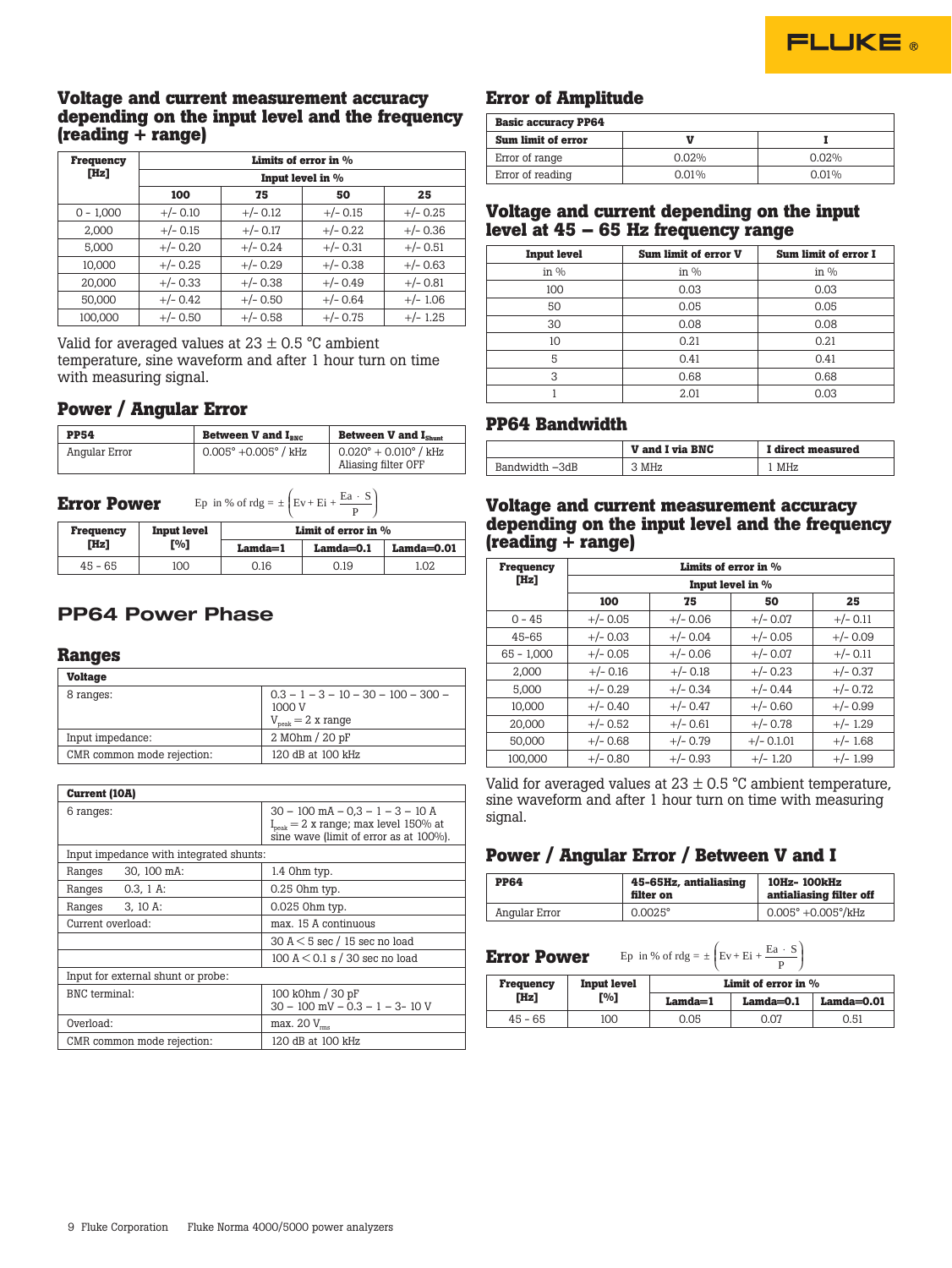## Voltage and current measurement accuracy depending on the input level and the frequency (reading + range)

| Frequency [Hz] | Limits of error in % | | | |
|---|---|---|---|---|
| | Input level in % | | | |
| | 100 | 75 | 50 | 25 |
| 0 - 1,000 | +/- 0.10 | +/- 0.12 | +/- 0.15 | +/- 0.25 |
| 2,000 | +/- 0.15 | +/- 0.17 | +/- 0.22 | +/- 0.36 |
| 5,000 | +/- 0.20 | +/- 0.24 | +/- 0.31 | +/- 0.51 |
| 10,000 | +/- 0.25 | +/- 0.29 | +/- 0.38 | +/- 0.63 |
| 20,000 | +/- 0.33 | +/- 0.38 | +/- 0.49 | +/- 0.81 |
| 50,000 | +/- 0.42 | +/- 0.50 | +/- 0.64 | +/- 1.06 |
| 100,000 | +/- 0.50 | +/- 0.58 | +/- 0.75 | +/- 1.25 |

Valid for averaged values at 23 ± 0.5 °C ambient temperature, sine waveform and after 1 hour turn on time with measuring signal.

## Power / Angular Error

| PP54 | Between V and $I_{BNC}$ | Between V and $I_{Shunt}$ |
|---|---|---|
| Angular Error | 0.005° +0.005° / kHz | 0.020° + 0.010° / kHz Aliasing filter OFF |

## Error Power

$$\text{Ep in \% of rdg} = \pm\left(\text{Ev} + \text{Ei} + \frac{\text{Ea} \cdot \text{S}}{\text{P}}\right)$$

| Frequency [Hz] | Input level [%] | Limit of error in % | | |
|---|---|---|---|---|
| | | Lamda=1 | Lamda=0.1 | Lamda=0.01 |
| 45 - 65 | 100 | 0.16 | 0.19 | 1.02 |

# PP64 Power Phase

## Ranges

| Voltage | |
|---|---|
| 8 ranges: | 0.3 – 1 – 3 – 10 – 30 – 100 – 300 – 1000 V<br>$V_{peak}$ = 2 x range |
| Input impedance: | 2 MOhm / 20 pF |
| CMR common mode rejection: | 120 dB at 100 kHz |

| Current (10A) | |
|---|---|
| 6 ranges: | 30 – 100 mA – 0,3 – 1 – 3 – 10 A<br>$I_{peak}$ = 2 x range; max level 150% at sine wave (limit of error as at 100%). |
| Input impedance with integrated shunts: | |
| Ranges 30, 100 mA: | 1.4 Ohm typ. |
| Ranges 0.3, 1 A: | 0.25 Ohm typ. |
| Ranges 3, 10 A: | 0.025 Ohm typ. |
| Current overload: | max. 15 A continuous |
| | 30 A < 5 sec / 15 sec no load |
| | 100 A < 0.1 s / 30 sec no load |
| Input for external shunt or probe: | |
| BNC terminal: | 100 kOhm / 30 pF<br>30 – 100 mV – 0.3 – 1 – 3- 10 V |
| Overload: | max. 20 $V_{rms}$ |
| CMR common mode rejection: | 120 dB at 100 kHz |

## Error of Amplitude

| Basic accuracy PP64 | | |
|---|---|---|
| Sum limit of error | V | I |
| Error of range | 0.02% | 0.02% |
| Error of reading | 0.01% | 0.01% |

## Voltage and current depending on the input level at 45 – 65 Hz frequency range

| Input level | Sum limit of error V | Sum limit of error I |
|---|---|---|
| in % | in % | in % |
| 100 | 0.03 | 0.03 |
| 50 | 0.05 | 0.05 |
| 30 | 0.08 | 0.08 |
| 10 | 0.21 | 0.21 |
| 5 | 0.41 | 0.41 |
| 3 | 0.68 | 0.68 |
| 1 | 2.01 | 0.03 |

## PP64 Bandwidth

| | V and I via BNC | I direct measured |
|---|---|---|
| Bandwidth –3dB | 3 MHz | 1 MHz |

## Voltage and current measurement accuracy depending on the input level and the frequency (reading + range)

| Frequency [Hz] | Limits of error in % | | | |
|---|---|---|---|---|
| | Input level in % | | | |
| | 100 | 75 | 50 | 25 |
| 0 - 45 | +/- 0.05 | +/- 0.06 | +/- 0.07 | +/- 0.11 |
| 45-65 | +/- 0.03 | +/- 0.04 | +/- 0.05 | +/- 0.09 |
| 65 - 1,000 | +/- 0.05 | +/- 0.06 | +/- 0.07 | +/- 0.11 |
| 2,000 | +/- 0.16 | +/- 0.18 | +/- 0.23 | +/- 0.37 |
| 5,000 | +/- 0.29 | +/- 0.34 | +/- 0.44 | +/- 0.72 |
| 10,000 | +/- 0.40 | +/- 0.47 | +/- 0.60 | +/- 0.99 |
| 20,000 | +/- 0.52 | +/- 0.61 | +/- 0.78 | +/- 1.29 |
| 50,000 | +/- 0.68 | +/- 0.79 | +/- 0.1.01 | +/- 1.68 |
| 100,000 | +/- 0.80 | +/- 0.93 | +/- 1.20 | +/- 1.99 |

Valid for averaged values at 23 ± 0.5 °C ambient temperature, sine waveform and after 1 hour turn on time with measuring signal.

## Power / Angular Error / Between V and I

| PP64 | 45-65Hz, antialiasing filter on | 10Hz- 100kHz antialiasing filter off |
|---|---|---|
| Angular Error | 0.0025° | 0.005° +0.005°/kHz |

## Error Power

$$\text{Ep in \% of rdg} = \pm\left(\text{Ev} + \text{Ei} + \frac{\text{Ea} \cdot \text{S}}{\text{P}}\right)$$

| Frequency [Hz] | Input level [%] | Limit of error in % | | |
|---|---|---|---|---|
| | | Lamda=1 | Lamda=0.1 | Lamda=0.01 |
| 45 - 65 | 100 | 0.05 | 0.07 | 0.51 |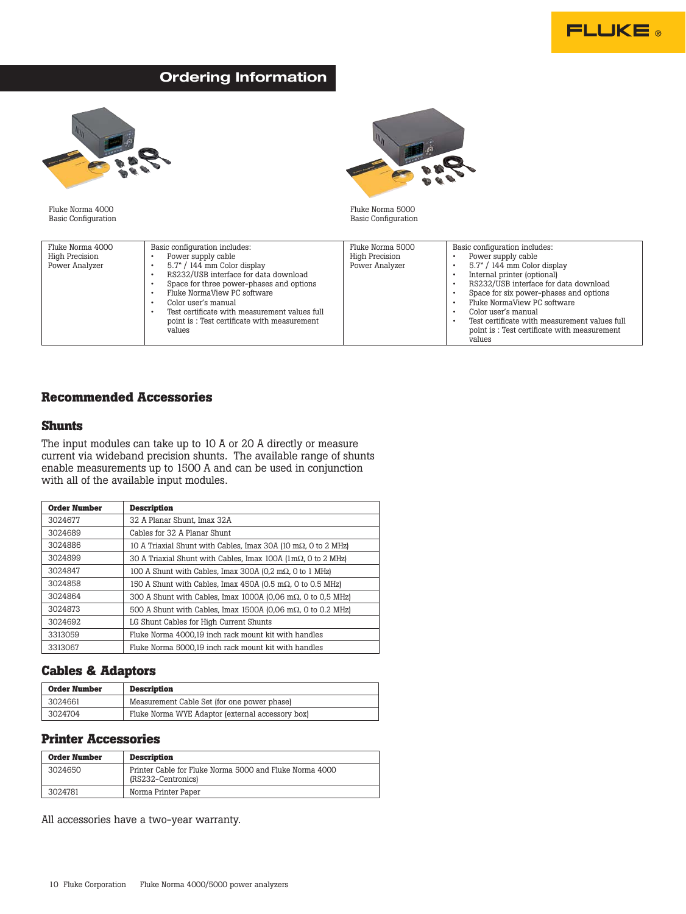## Ordering Information

Fluke Norma 4000
Basic Configuration

Fluke Norma 5000
Basic Configuration

| Fluke Norma 4000 High Precision Power Analyzer | Basic configuration includes:<br>• Power supply cable<br>• 5.7" / 144 mm Color display<br>• RS232/USB interface for data download<br>• Space for three power-phases and options<br>• Fluke NormaView PC software<br>• Color user's manual<br>• Test certificate with measurement values full point is : Test certificate with measurement values | Fluke Norma 5000 High Precision Power Analyzer | Basic configuration includes:<br>• Power supply cable<br>• 5.7" / 144 mm Color display<br>• Internal printer (optional)<br>• RS232/USB interface for data download<br>• Space for six power-phases and options<br>• Fluke NormaView PC software<br>• Color user's manual<br>• Test certificate with measurement values full point is : Test certificate with measurement values |
|---|---|---|---|

## Recommended Accessories

### Shunts

The input modules can take up to 10 A or 20 A directly or measure current via wideband precision shunts. The available range of shunts enable measurements up to 1500 A and can be used in conjunction with all of the available input modules.

| Order Number | Description |
|---|---|
| 3024677 | 32 A Planar Shunt, Imax 32A |
| 3024689 | Cables for 32 A Planar Shunt |
| 3024886 | 10 A Triaxial Shunt with Cables, Imax 30A (10 mΩ, 0 to 2 MHz) |
| 3024899 | 30 A Triaxial Shunt with Cables, Imax 100A (1mΩ, 0 to 2 MHz) |
| 3024847 | 100 A Shunt with Cables, Imax 300A (0,2 mΩ, 0 to 1 MHz) |
| 3024858 | 150 A Shunt with Cables, Imax 450A (0.5 mΩ, 0 to 0.5 MHz) |
| 3024864 | 300 A Shunt with Cables, Imax 1000A (0,06 mΩ, 0 to 0,5 MHz) |
| 3024873 | 500 A Shunt with Cables, Imax 1500A (0,06 mΩ, 0 to 0.2 MHz) |
| 3024692 | LG Shunt Cables for High Current Shunts |
| 3313059 | Fluke Norma 4000,19 inch rack mount kit with handles |
| 3313067 | Fluke Norma 5000,19 inch rack mount kit with handles |

### Cables & Adaptors

| Order Number | Description |
|---|---|
| 3024661 | Measurement Cable Set (for one power phase) |
| 3024704 | Fluke Norma WYE Adaptor (external accessory box) |

### Printer Accessories

| Order Number | Description |
|---|---|
| 3024650 | Printer Cable for Fluke Norma 5000 and Fluke Norma 4000 (RS232-Centronics) |
| 3024781 | Norma Printer Paper |

All accessories have a two-year warranty.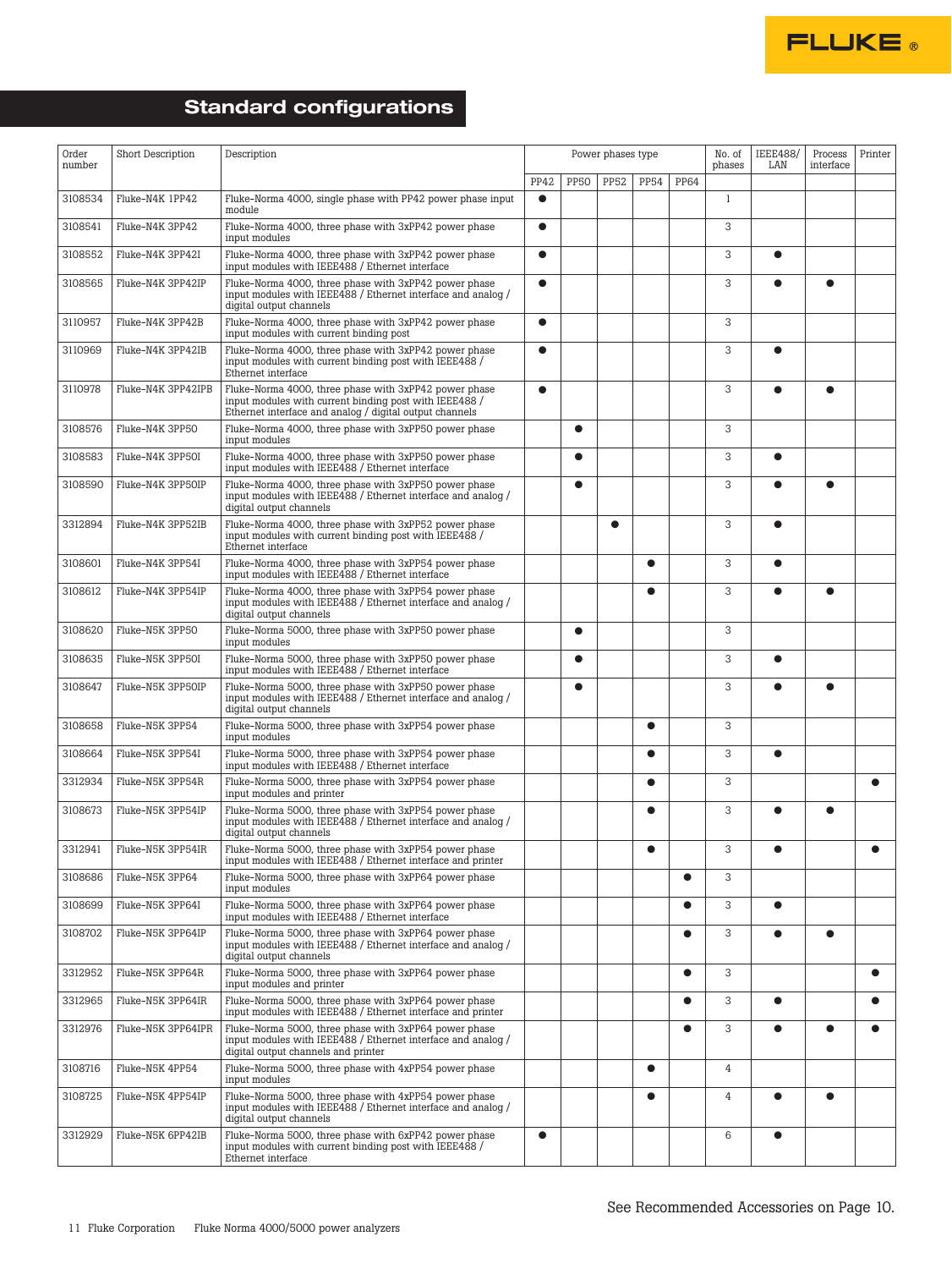## Standard configurations

| Order number | Short Description | Description | Power phases type | | | | | No. of phases | IEEE488/ LAN | Process interface | Printer |
|---|---|---|---|---|---|---|---|---|---|---|---|
| | | | PP42 | PP50 | PP52 | PP54 | PP64 | | | | |
| 3108534 | Fluke-N4K 1PP42 | Fluke-Norma 4000, single phase with PP42 power phase input module | ● | | | | | 1 | | | |
| 3108541 | Fluke-N4K 3PP42 | Fluke-Norma 4000, three phase with 3xPP42 power phase input modules | ● | | | | | 3 | | | |
| 3108552 | Fluke-N4K 3PP42I | Fluke-Norma 4000, three phase with 3xPP42 power phase input modules with IEEE488 / Ethernet interface | ● | | | | | 3 | ● | | |
| 3108565 | Fluke-N4K 3PP42IP | Fluke-Norma 4000, three phase with 3xPP42 power phase input modules with IEEE488 / Ethernet interface and analog / digital output channels | ● | | | | | 3 | ● | ● | |
| 3110957 | Fluke-N4K 3PP42B | Fluke-Norma 4000, three phase with 3xPP42 power phase input modules with current binding post | ● | | | | | 3 | | | |
| 3110969 | Fluke-N4K 3PP42IB | Fluke-Norma 4000, three phase with 3xPP42 power phase input modules with current binding post with IEEE488 / Ethernet interface | ● | | | | | 3 | ● | | |
| 3110978 | Fluke-N4K 3PP42IPB | Fluke-Norma 4000, three phase with 3xPP42 power phase input modules with current binding post with IEEE488 / Ethernet interface and analog / digital output channels | ● | | | | | 3 | ● | ● | |
| 3108576 | Fluke-N4K 3PP50 | Fluke-Norma 4000, three phase with 3xPP50 power phase input modules | | ● | | | | 3 | | | |
| 3108583 | Fluke-N4K 3PP50I | Fluke-Norma 4000, three phase with 3xPP50 power phase input modules with IEEE488 / Ethernet interface | | ● | | | | 3 | ● | | |
| 3108590 | Fluke-N4K 3PP50IP | Fluke-Norma 4000, three phase with 3xPP50 power phase input modules with IEEE488 / Ethernet interface and analog / digital output channels | | ● | | | | 3 | ● | ● | |
| 3312894 | Fluke-N4K 3PP52IB | Fluke-Norma 4000, three phase with 3xPP52 power phase input modules with current binding post with IEEE488 / Ethernet interface | | | ● | | | 3 | ● | | |
| 3108601 | Fluke-N4K 3PP54I | Fluke-Norma 4000, three phase with 3xPP54 power phase input modules with IEEE488 / Ethernet interface | | | | ● | | 3 | ● | | |
| 3108612 | Fluke-N4K 3PP54IP | Fluke-Norma 4000, three phase with 3xPP54 power phase input modules with IEEE488 / Ethernet interface and analog / digital output channels | | | | ● | | 3 | ● | ● | |
| 3108620 | Fluke-N5K 3PP50 | Fluke-Norma 5000, three phase with 3xPP50 power phase input modules | | ● | | | | 3 | | | |
| 3108635 | Fluke-N5K 3PP50I | Fluke-Norma 5000, three phase with 3xPP50 power phase input modules with IEEE488 / Ethernet interface | | ● | | | | 3 | ● | | |
| 3108647 | Fluke-N5K 3PP50IP | Fluke-Norma 5000, three phase with 3xPP50 power phase input modules with IEEE488 / Ethernet interface and analog / digital output channels | | ● | | | | 3 | ● | ● | |
| 3108658 | Fluke-N5K 3PP54 | Fluke-Norma 5000, three phase with 3xPP54 power phase input modules | | | | ● | | 3 | | | |
| 3108664 | Fluke-N5K 3PP54I | Fluke-Norma 5000, three phase with 3xPP54 power phase input modules with IEEE488 / Ethernet interface | | | | ● | | 3 | ● | | |
| 3312934 | Fluke-N5K 3PP54R | Fluke-Norma 5000, three phase with 3xPP54 power phase input modules and printer | | | | ● | | 3 | | | ● |
| 3108673 | Fluke-N5K 3PP54IP | Fluke-Norma 5000, three phase with 3xPP54 power phase input modules with IEEE488 / Ethernet interface and analog / digital output channels | | | | ● | | 3 | ● | ● | |
| 3312941 | Fluke-N5K 3PP54IR | Fluke-Norma 5000, three phase with 3xPP54 power phase input modules with IEEE488 / Ethernet interface and printer | | | | ● | | 3 | ● | | ● |
| 3108686 | Fluke-N5K 3PP64 | Fluke-Norma 5000, three phase with 3xPP64 power phase input modules | | | | | ● | 3 | | | |
| 3108699 | Fluke-N5K 3PP64I | Fluke-Norma 5000, three phase with 3xPP64 power phase input modules with IEEE488 / Ethernet interface | | | | | ● | 3 | ● | | |
| 3108702 | Fluke-N5K 3PP64IP | Fluke-Norma 5000, three phase with 3xPP64 power phase input modules with IEEE488 / Ethernet interface and analog / digital output channels | | | | | ● | 3 | ● | ● | |
| 3312952 | Fluke-N5K 3PP64R | Fluke-Norma 5000, three phase with 3xPP64 power phase input modules and printer | | | | | ● | 3 | | | ● |
| 3312965 | Fluke-N5K 3PP64IR | Fluke-Norma 5000, three phase with 3xPP64 power phase input modules with IEEE488 / Ethernet interface and printer | | | | | ● | 3 | ● | | ● |
| 3312976 | Fluke-N5K 3PP64IPR | Fluke-Norma 5000, three phase with 3xPP64 power phase input modules with IEEE488 / Ethernet interface and analog / digital output channels and printer | | | | | ● | 3 | ● | ● | ● |
| 3108716 | Fluke-N5K 4PP54 | Fluke-Norma 5000, three phase with 4xPP54 power phase input modules | | | | ● | | 4 | | | |
| 3108725 | Fluke-N5K 4PP54IP | Fluke-Norma 5000, three phase with 4xPP54 power phase input modules with IEEE488 / Ethernet interface and analog / digital output channels | | | | ● | | 4 | ● | ● | |
| 3312929 | Fluke-N5K 6PP42IB | Fluke-Norma 5000, three phase with 6xPP42 power phase input modules with current binding post with IEEE488 / Ethernet interface | ● | | | | | 6 | ● | | |

See Recommended Accessories on Page 10.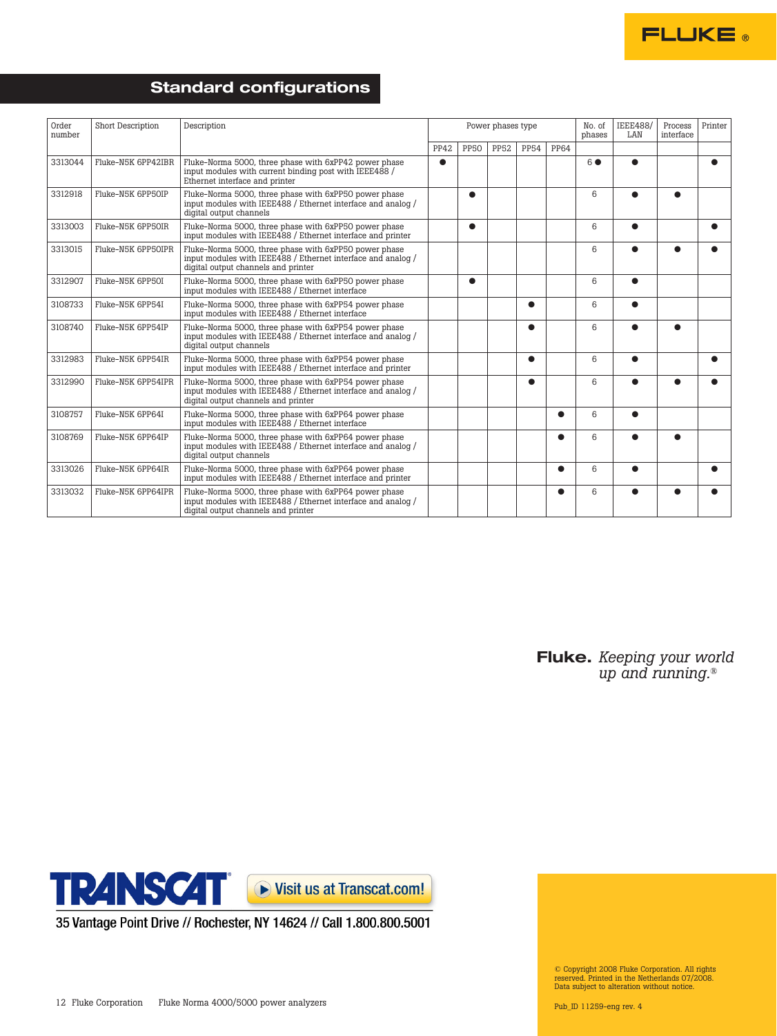## Standard configurations

| Order number | Short Description | Description | Power phases type | | | | | No. of phases | IEEE488/ LAN | Process interface | Printer |
|---|---|---|---|---|---|---|---|---|---|---|---|
| | | | PP42 | PP50 | PP52 | PP54 | PP64 | | | | |
| 3313044 | Fluke-N5K 6PP42IBR | Fluke-Norma 5000, three phase with 6xPP42 power phase input modules with current binding post with IEEE488 / Ethernet interface and printer | ● | | | | | 6 ● | ● | | ● |
| 3312918 | Fluke-N5K 6PP50IP | Fluke-Norma 5000, three phase with 6xPP50 power phase input modules with IEEE488 / Ethernet interface and analog / digital output channels | | ● | | | | 6 | ● | ● | |
| 3313003 | Fluke-N5K 6PP50IR | Fluke-Norma 5000, three phase with 6xPP50 power phase input modules with IEEE488 / Ethernet interface and printer | | ● | | | | 6 | ● | | ● |
| 3313015 | Fluke-N5K 6PP50IPR | Fluke-Norma 5000, three phase with 6xPP50 power phase input modules with IEEE488 / Ethernet interface and analog / digital output channels and printer | | | | | | 6 | ● | ● | ● |
| 3312907 | Fluke-N5K 6PP50I | Fluke-Norma 5000, three phase with 6xPP50 power phase input modules with IEEE488 / Ethernet interface | | ● | | | | 6 | ● | | |
| 3108733 | Fluke-N5K 6PP54I | Fluke-Norma 5000, three phase with 6xPP54 power phase input modules with IEEE488 / Ethernet interface | | | | ● | | 6 | ● | | |
| 3108740 | Fluke-N5K 6PP54IP | Fluke-Norma 5000, three phase with 6xPP54 power phase input modules with IEEE488 / Ethernet interface and analog / digital output channels | | | | ● | | 6 | ● | ● | |
| 3312983 | Fluke-N5K 6PP54IR | Fluke-Norma 5000, three phase with 6xPP54 power phase input modules with IEEE488 / Ethernet interface and printer | | | | ● | | 6 | ● | | ● |
| 3312990 | Fluke-N5K 6PP54IPR | Fluke-Norma 5000, three phase with 6xPP54 power phase input modules with IEEE488 / Ethernet interface and analog / digital output channels and printer | | | | ● | | 6 | ● | ● | ● |
| 3108757 | Fluke-N5K 6PP64I | Fluke-Norma 5000, three phase with 6xPP64 power phase input modules with IEEE488 / Ethernet interface | | | | | ● | 6 | ● | | |
| 3108769 | Fluke-N5K 6PP64IP | Fluke-Norma 5000, three phase with 6xPP64 power phase input modules with IEEE488 / Ethernet interface and analog / digital output channels | | | | | ● | 6 | ● | ● | |
| 3313026 | Fluke-N5K 6PP64IR | Fluke-Norma 5000, three phase with 6xPP64 power phase input modules with IEEE488 / Ethernet interface and printer | | | | | ● | 6 | ● | | ● |
| 3313032 | Fluke-N5K 6PP64IPR | Fluke-Norma 5000, three phase with 6xPP64 power phase input modules with IEEE488 / Ethernet interface and analog / digital output channels and printer | | | | | ● | 6 | ● | ● | ● |

**Fluke.** *Keeping your world up and running.®*

TRANSCAT® Visit us at Transcat.com!

35 Vantage Point Drive // Rochester, NY 14624 // Call 1.800.800.5001

© Copyright 2008 Fluke Corporation. All rights reserved. Printed in the Netherlands 07/2008. Data subject to alteration without notice.

Pub_ID 11259-eng rev. 4